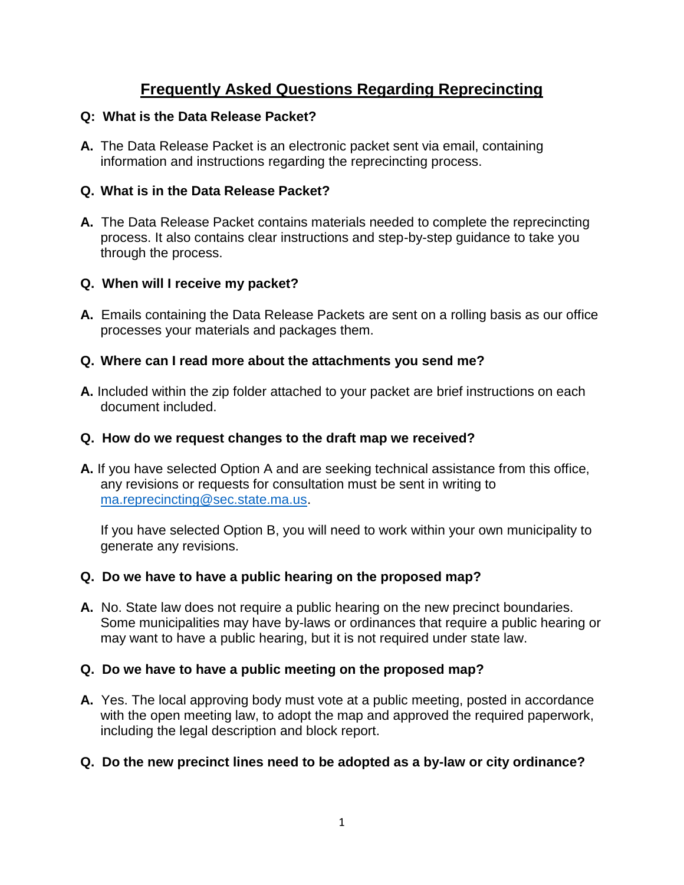# Frequently Asked Questions Regarding Reprecincting

**Q: What is the Data Release Packet?**

**A.** The Data Release Packet is an electronic packet sent via email, containing information and instructions regarding the reprecincting process.

**Q. What is in the Data Release Packet?**

**A.** The Data Release Packet contains materials needed to complete the reprecincting process. It also contains clear instructions and step-by-step guidance to take you through the process.

**Q. When will I receive my packet?**

**A.** Emails containing the Data Release Packets are sent on a rolling basis as our office processes your materials and packages them.

**Q. Where can I read more about the attachments you send me?**

**A.** Included within the zip folder attached to your packet are brief instructions on each document included.

**Q. How do we request changes to the draft map we received?**

**A.** If you have selected Option A and are seeking technical assistance from this office, any revisions or requests for consultation must be sent in writing to ma.reprecincting@sec.state.ma.us.

If you have selected Option B, you will need to work within your own municipality to generate any revisions.

**Q. Do we have to have a public hearing on the proposed map?**

**A.** No. State law does not require a public hearing on the new precinct boundaries. Some municipalities may have by-laws or ordinances that require a public hearing or may want to have a public hearing, but it is not required under state law.

**Q. Do we have to have a public meeting on the proposed map?**

**A.** Yes. The local approving body must vote at a public meeting, posted in accordance with the open meeting law, to adopt the map and approved the required paperwork, including the legal description and block report.

**Q. Do the new precinct lines need to be adopted as a by-law or city ordinance?**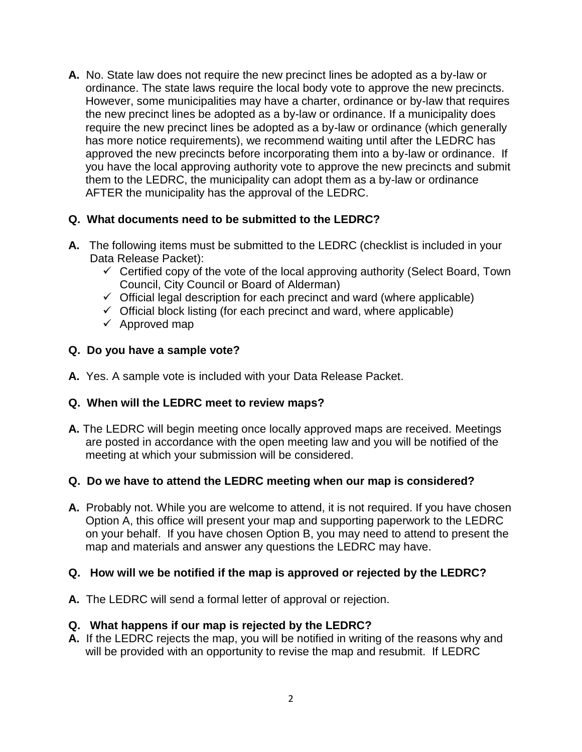**A.** No. State law does not require the new precinct lines be adopted as a by-law or ordinance. The state laws require the local body vote to approve the new precincts. However, some municipalities may have a charter, ordinance or by-law that requires the new precinct lines be adopted as a by-law or ordinance. If a municipality does require the new precinct lines be adopted as a by-law or ordinance (which generally has more notice requirements), we recommend waiting until after the LEDRC has approved the new precincts before incorporating them into a by-law or ordinance. If you have the local approving authority vote to approve the new precincts and submit them to the LEDRC, the municipality can adopt them as a by-law or ordinance AFTER the municipality has the approval of the LEDRC.

**Q. What documents need to be submitted to the LEDRC?**

**A.** The following items must be submitted to the LEDRC (checklist is included in your Data Release Packet):

- ✓ Certified copy of the vote of the local approving authority (Select Board, Town Council, City Council or Board of Alderman)
- ✓ Official legal description for each precinct and ward (where applicable)
- ✓ Official block listing (for each precinct and ward, where applicable)
- ✓ Approved map

**Q. Do you have a sample vote?**

**A.** Yes. A sample vote is included with your Data Release Packet.

**Q. When will the LEDRC meet to review maps?**

**A.** The LEDRC will begin meeting once locally approved maps are received. Meetings are posted in accordance with the open meeting law and you will be notified of the meeting at which your submission will be considered.

**Q. Do we have to attend the LEDRC meeting when our map is considered?**

**A.** Probably not. While you are welcome to attend, it is not required. If you have chosen Option A, this office will present your map and supporting paperwork to the LEDRC on your behalf. If you have chosen Option B, you may need to attend to present the map and materials and answer any questions the LEDRC may have.

**Q. How will we be notified if the map is approved or rejected by the LEDRC?**

**A.** The LEDRC will send a formal letter of approval or rejection.

**Q. What happens if our map is rejected by the LEDRC?**

**A.** If the LEDRC rejects the map, you will be notified in writing of the reasons why and will be provided with an opportunity to revise the map and resubmit. If LEDRC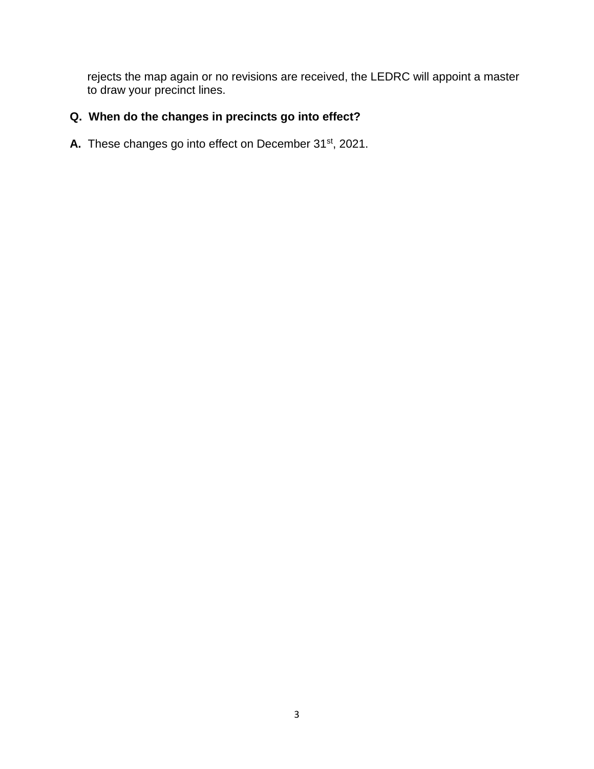rejects the map again or no revisions are received, the LEDRC will appoint a master to draw your precinct lines.

**Q. When do the changes in precincts go into effect?**

**A.** These changes go into effect on December 31st, 2021.